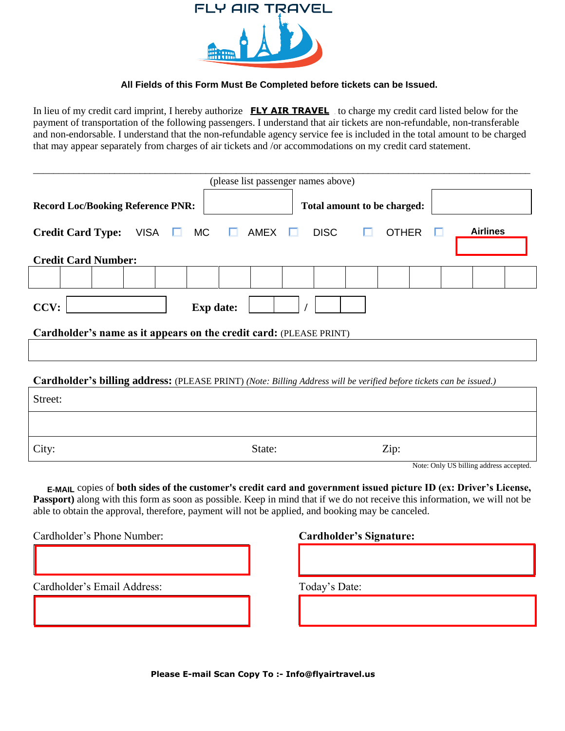# FLY AIR TRAVEL

**All Fields of this Form Must Be Completed before tickets can be Issued.**

In lieu of my credit card imprint, I hereby authorize **FLY AIR TRAVEL** to charge my credit card listed below for the payment of transportation of the following passengers. I understand that air tickets are non-refundable, non-transferable and non-endorsable. I understand that the non-refundable agency service fee is included in the total amount to be charged that may appear separately from charges of air tickets and /or accommodations on my credit card statement.

\_\_\_\_\_\_\_\_\_\_\_\_\_\_\_\_\_\_\_\_\_\_\_\_\_\_\_\_\_\_\_\_\_\_\_\_\_\_\_\_\_\_\_\_\_\_\_\_\_\_\_\_\_\_\_\_\_\_\_\_\_\_\_\_\_\_\_\_\_\_\_\_\_\_\_\_\_\_

(please list passenger names above)

**Record Loc/Booking Reference PNR:** \_\_\_\_\_\_\_\_ **Total amount to be charged:** \_\_\_\_\_\_\_\_

**Credit Card Type:** VISA ☐ MC ☐ AMEX ☐ DISC ☐ OTHER ☐ **Airlines** \_\_\_\_\_\_\_\_

**Credit Card Number:**

| | | | | | | | | | | | | | | | |
|---|---|---|---|---|---|---|---|---|---|---|---|---|---|---|---|
| | | | | | | | | | | | | | | | |

**CCV:** \_\_\_\_\_\_\_\_ **Exp date:** \_\_ \_\_ / \_\_ \_\_

**Cardholder's name as it appears on the credit card:** (PLEASE PRINT)

\_\_\_\_\_\_\_\_\_\_\_\_\_\_\_\_\_\_\_\_\_\_\_\_\_\_\_\_\_\_\_\_\_\_\_\_\_\_\_\_

**Cardholder's billing address:** (PLEASE PRINT) *(Note: Billing Address will be verified before tickets can be issued.)*

| Street: | | |
|---|---|---|
| | | |
| City: | State: | Zip: |

Note: Only US billing address accepted.

**E-MAIL** copies of **both sides of the customer's credit card and government issued picture ID (ex: Driver's License, Passport)** along with this form as soon as possible. Keep in mind that if we do not receive this information, we will not be able to obtain the approval, therefore, payment will not be applied, and booking may be canceled.

Cardholder's Phone Number: \_\_\_\_\_\_\_\_\_\_\_\_\_\_\_\_

**Cardholder's Signature:** \_\_\_\_\_\_\_\_\_\_\_\_\_\_\_\_

Cardholder's Email Address: \_\_\_\_\_\_\_\_\_\_\_\_\_\_\_\_

Today's Date: \_\_\_\_\_\_\_\_\_\_\_\_\_\_\_\_

**Please E-mail Scan Copy To :- Info@flyairtravel.us**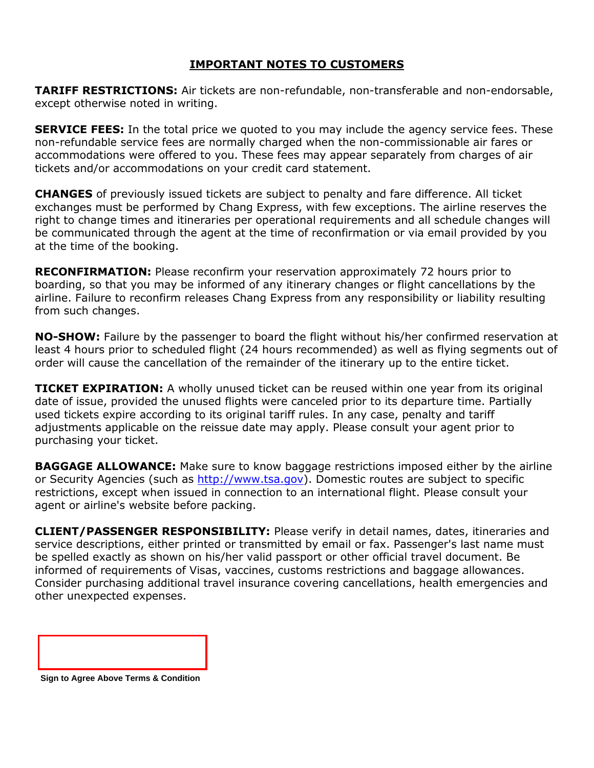## IMPORTANT NOTES TO CUSTOMERS

**TARIFF RESTRICTIONS:** Air tickets are non-refundable, non-transferable and non-endorsable, except otherwise noted in writing.

**SERVICE FEES:** In the total price we quoted to you may include the agency service fees. These non-refundable service fees are normally charged when the non-commissionable air fares or accommodations were offered to you. These fees may appear separately from charges of air tickets and/or accommodations on your credit card statement.

**CHANGES** of previously issued tickets are subject to penalty and fare difference. All ticket exchanges must be performed by Chang Express, with few exceptions. The airline reserves the right to change times and itineraries per operational requirements and all schedule changes will be communicated through the agent at the time of reconfirmation or via email provided by you at the time of the booking.

**RECONFIRMATION:** Please reconfirm your reservation approximately 72 hours prior to boarding, so that you may be informed of any itinerary changes or flight cancellations by the airline. Failure to reconfirm releases Chang Express from any responsibility or liability resulting from such changes.

**NO-SHOW:** Failure by the passenger to board the flight without his/her confirmed reservation at least 4 hours prior to scheduled flight (24 hours recommended) as well as flying segments out of order will cause the cancellation of the remainder of the itinerary up to the entire ticket.

**TICKET EXPIRATION:** A wholly unused ticket can be reused within one year from its original date of issue, provided the unused flights were canceled prior to its departure time. Partially used tickets expire according to its original tariff rules. In any case, penalty and tariff adjustments applicable on the reissue date may apply. Please consult your agent prior to purchasing your ticket.

**BAGGAGE ALLOWANCE:** Make sure to know baggage restrictions imposed either by the airline or Security Agencies (such as http://www.tsa.gov). Domestic routes are subject to specific restrictions, except when issued in connection to an international flight. Please consult your agent or airline's website before packing.

**CLIENT/PASSENGER RESPONSIBILITY:** Please verify in detail names, dates, itineraries and service descriptions, either printed or transmitted by email or fax. Passenger's last name must be spelled exactly as shown on his/her valid passport or other official travel document. Be informed of requirements of Visas, vaccines, customs restrictions and baggage allowances. Consider purchasing additional travel insurance covering cancellations, health emergencies and other unexpected expenses.

**Sign to Agree Above Terms & Condition**